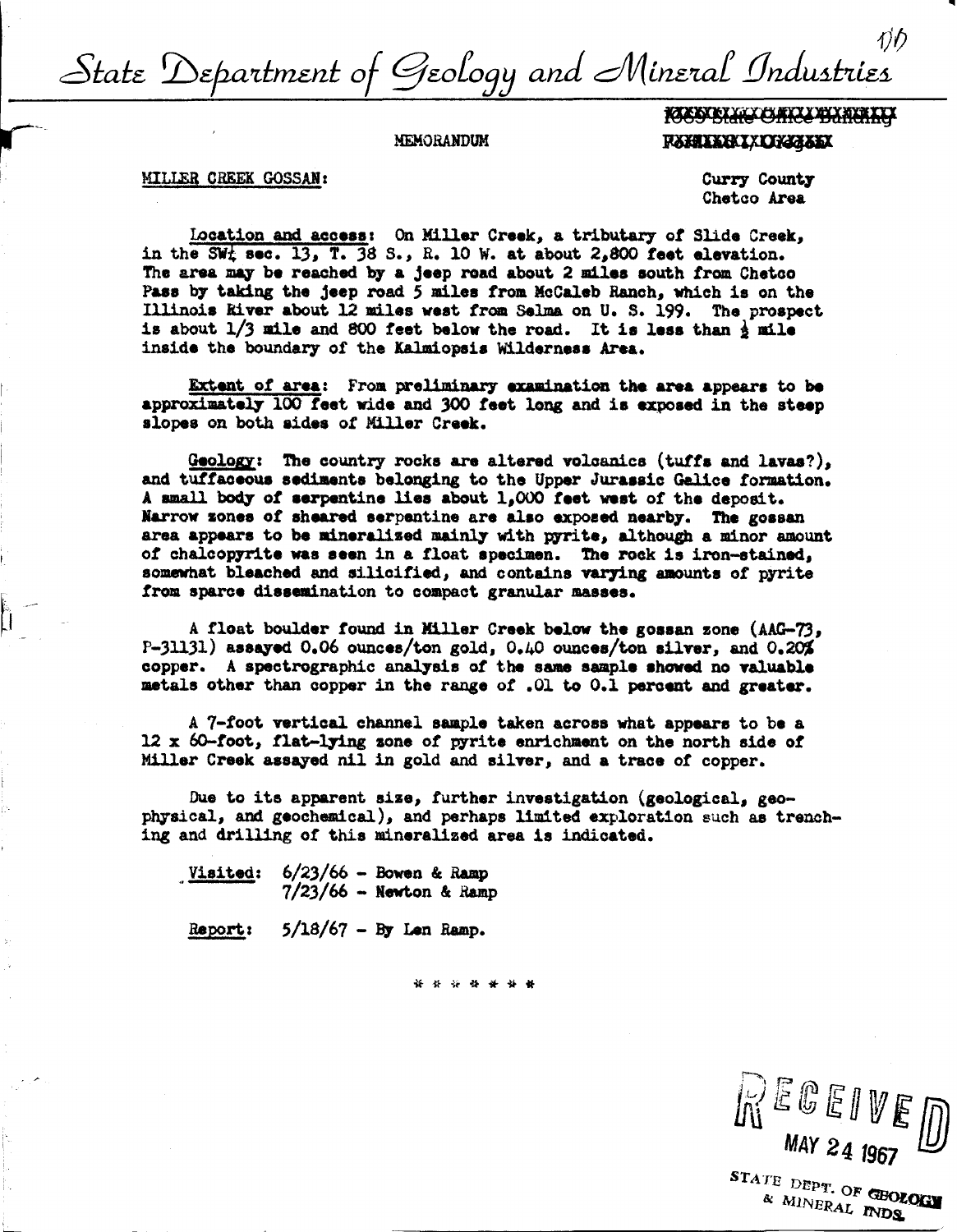# State Department of Geology and Mineral Industries

MEMORANDUM

MILLER CREEK GOSSAN:

Curry County
Chetco Area

Location and access: On Miller Creek, a tributary of Slide Creek, in the SW¼ sec. 13, T. 38 S., R. 10 W. at about 2,800 feet elevation. The area may be reached by a jeep road about 2 miles south from Chetco Pass by taking the jeep road 5 miles from McCaleb Ranch, which is on the Illinois River about 12 miles west from Selma on U. S. 199. The prospect is about 1/3 mile and 800 feet below the road. It is less than ½ mile inside the boundary of the Kalmiopsis Wilderness Area.

Extent of area: From preliminary examination the area appears to be approximately 100 feet wide and 300 feet long and is exposed in the steep slopes on both sides of Miller Creek.

Geology: The country rocks are altered volcanics (tuffs and lavas?), and tuffaceous sediments belonging to the Upper Jurassic Galice formation. A small body of serpentine lies about 1,000 feet west of the deposit. Narrow zones of sheared serpentine are also exposed nearby. The gossan area appears to be mineralized mainly with pyrite, although a minor amount of chalcopyrite was seen in a float specimen. The rock is iron-stained, somewhat bleached and silicified, and contains varying amounts of pyrite from sparce dissemination to compact granular masses.

A float boulder found in Miller Creek below the gossan zone (AAG-73, P-31131) assayed 0.06 ounces/ton gold, 0.40 ounces/ton silver, and 0.20% copper. A spectrographic analysis of the same sample showed no valuable metals other than copper in the range of .01 to 0.1 percent and greater.

A 7-foot vertical channel sample taken across what appears to be a 12 x 60-foot, flat-lying zone of pyrite enrichment on the north side of Miller Creek assayed nil in gold and silver, and a trace of copper.

Due to its apparent size, further investigation (geological, geophysical, and geochemical), and perhaps limited exploration such as trenching and drilling of this mineralized area is indicated.

Visited: 6/23/66 - Bowen & Ramp
7/23/66 - Newton & Ramp

Report: 5/18/67 - By Len Ramp.

\* \* \* \* \* \* \*

RECEIVED
MAY 24 1967
STATE DEPT. OF GEOLOGY & MINERAL INDS.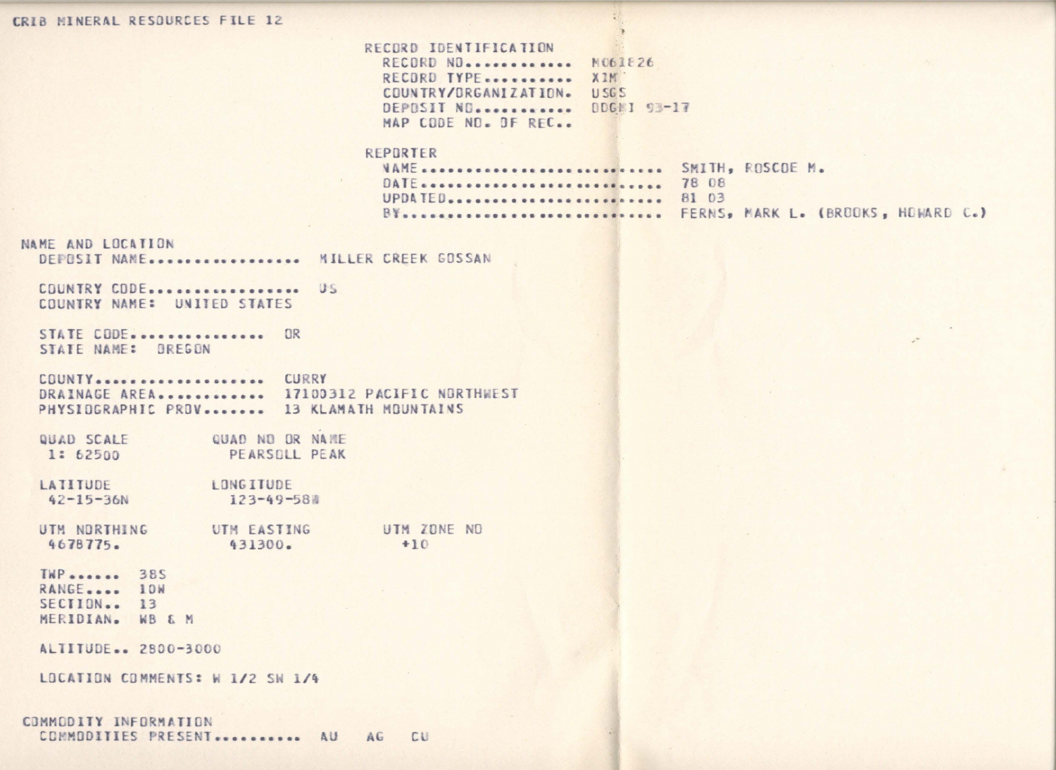CRIB MINERAL RESOURCES FILE 12

## RECORD IDENTIFICATION

RECORD NO............ M061826
RECORD TYPE.......... XIM
COUNTRY/ORGANIZATION. USGS
DEPOSIT NO........... DOGMI 93-17
MAP CODE NO. OF REC..

## REPORTER

NAME........................ SMITH, ROSCOE M.
DATE........................ 78 08
UPDATED..................... 81 03
BY.......................... FERNS, MARK L. (BROOKS, HOWARD C.)

## NAME AND LOCATION

DEPOSIT NAME................. MILLER CREEK GOSSAN

COUNTRY CODE................. US
COUNTRY NAME: UNITED STATES

STATE CODE............... OR
STATE NAME: OREGON

COUNTY................... CURRY
DRAINAGE AREA............ 17100312 PACIFIC NORTHWEST
PHYSIOGRAPHIC PROV....... 13 KLAMATH MOUNTAINS

| QUAD SCALE | QUAD NO OR NAME | |
|---|---|---|
| 1: 62500 | PEARSOLL PEAK | |
| LATITUDE | LONGITUDE | |
| 42-15-36N | 123-49-58W | |
| UTM NORTHING | UTM EASTING | UTM ZONE NO |
| 4678775. | 431300. | +10 |

TWP...... 38S
RANGE.... 10W
SECTION.. 13
MERIDIAN. WB & M

ALTITUDE.. 2800-3000

LOCATION COMMENTS: W 1/2 SW 1/4

## COMMODITY INFORMATION

COMMODITIES PRESENT.......... AU AG CU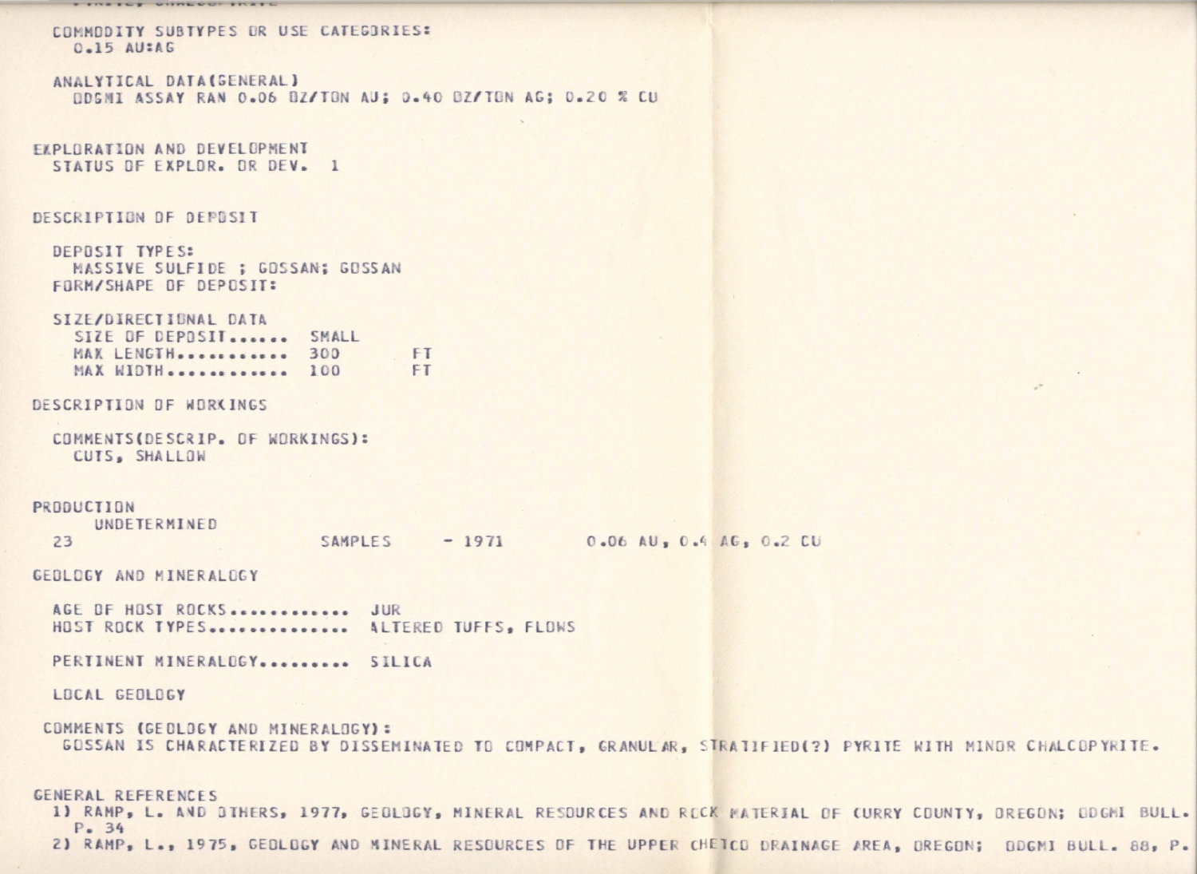COMMODITY SUBTYPES OR USE CATEGORIES:
0.15 AU:AG

ANALYTICAL DATA(GENERAL)
ODGMI ASSAY RAN 0.06 OZ/TON AU; 0.40 OZ/TON AG; 0.20 % CU

## EXPLORATION AND DEVELOPMENT

STATUS OF EXPLOR. OR DEV. 1

## DESCRIPTION OF DEPOSIT

DEPOSIT TYPES:
MASSIVE SULFIDE ; GOSSAN; GOSSAN

FORM/SHAPE OF DEPOSIT:

SIZE/DIRECTIONAL DATA

| | | |
|---|---|---|
| SIZE OF DEPOSIT...... | SMALL | |
| MAX LENGTH........... | 300 | FT |
| MAX WIDTH............ | 100 | FT |

## DESCRIPTION OF WORKINGS

COMMENTS(DESCRIP. OF WORKINGS):
CUTS, SHALLOW

## PRODUCTION

UNDETERMINED

| | | | |
|---|---|---|---|
| 23 | SAMPLES | - 1971 | 0.06 AU, 0.4 AG, 0.2 CU |

## GEOLOGY AND MINERALOGY

AGE OF HOST ROCKS............ JUR

HOST ROCK TYPES.............. ALTERED TUFFS, FLOWS

PERTINENT MINERALOGY......... SILICA

LOCAL GEOLOGY

COMMENTS (GEOLOGY AND MINERALOGY):
GOSSAN IS CHARACTERIZED BY DISSEMINATED TO COMPACT, GRANULAR, STRATIFIED(?) PYRITE WITH MINOR CHALCOPYRITE.

## GENERAL REFERENCES

1) RAMP, L. AND OTHERS, 1977, GEOLOGY, MINERAL RESOURCES AND ROCK MATERIAL OF CURRY COUNTY, OREGON; ODGMI BULL. P. 34
2) RAMP, L., 1975, GEOLOGY AND MINERAL RESOURCES OF THE UPPER CHETCO DRAINAGE AREA, OREGON; ODGMI BULL. 88, P.